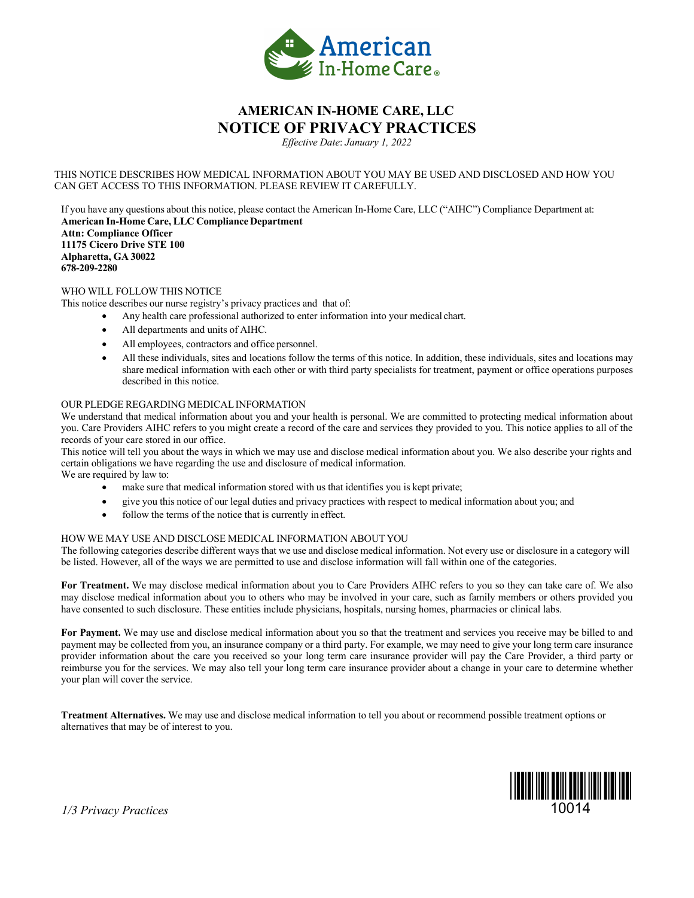# AMERICAN IN-HOME CARE, LLC
## NOTICE OF PRIVACY PRACTICES

*Effective Date: January 1, 2022*

THIS NOTICE DESCRIBES HOW MEDICAL INFORMATION ABOUT YOU MAY BE USED AND DISCLOSED AND HOW YOU CAN GET ACCESS TO THIS INFORMATION. PLEASE REVIEW IT CAREFULLY.

If you have any questions about this notice, please contact the American In-Home Care, LLC ("AIHC") Compliance Department at:
**American In-Home Care, LLC Compliance Department**
**Attn: Compliance Officer**
**11175 Cicero Drive STE 100**
**Alpharetta, GA 30022**
**678-209-2280**

WHO WILL FOLLOW THIS NOTICE

This notice describes our nurse registry's privacy practices and that of:

- Any health care professional authorized to enter information into your medical chart.
- All departments and units of AIHC.
- All employees, contractors and office personnel.
- All these individuals, sites and locations follow the terms of this notice. In addition, these individuals, sites and locations may share medical information with each other or with third party specialists for treatment, payment or office operations purposes described in this notice.

OUR PLEDGE REGARDING MEDICAL INFORMATION

We understand that medical information about you and your health is personal. We are committed to protecting medical information about you. Care Providers AIHC refers to you might create a record of the care and services they provided to you. This notice applies to all of the records of your care stored in our office.

This notice will tell you about the ways in which we may use and disclose medical information about you. We also describe your rights and certain obligations we have regarding the use and disclosure of medical information.

We are required by law to:

- make sure that medical information stored with us that identifies you is kept private;
- give you this notice of our legal duties and privacy practices with respect to medical information about you; and
- follow the terms of the notice that is currently in effect.

HOW WE MAY USE AND DISCLOSE MEDICAL INFORMATION ABOUT YOU

The following categories describe different ways that we use and disclose medical information. Not every use or disclosure in a category will be listed. However, all of the ways we are permitted to use and disclose information will fall within one of the categories.

**For Treatment.** We may disclose medical information about you to Care Providers AIHC refers to you so they can take care of. We also may disclose medical information about you to others who may be involved in your care, such as family members or others provided you have consented to such disclosure. These entities include physicians, hospitals, nursing homes, pharmacies or clinical labs.

**For Payment.** We may use and disclose medical information about you so that the treatment and services you receive may be billed to and payment may be collected from you, an insurance company or a third party. For example, we may need to give your long term care insurance provider information about the care you received so your long term care insurance provider will pay the Care Provider, a third party or reimburse you for the services. We may also tell your long term care insurance provider about a change in your care to determine whether your plan will cover the service.

**Treatment Alternatives.** We may use and disclose medical information to tell you about or recommend possible treatment options or alternatives that may be of interest to you.

10014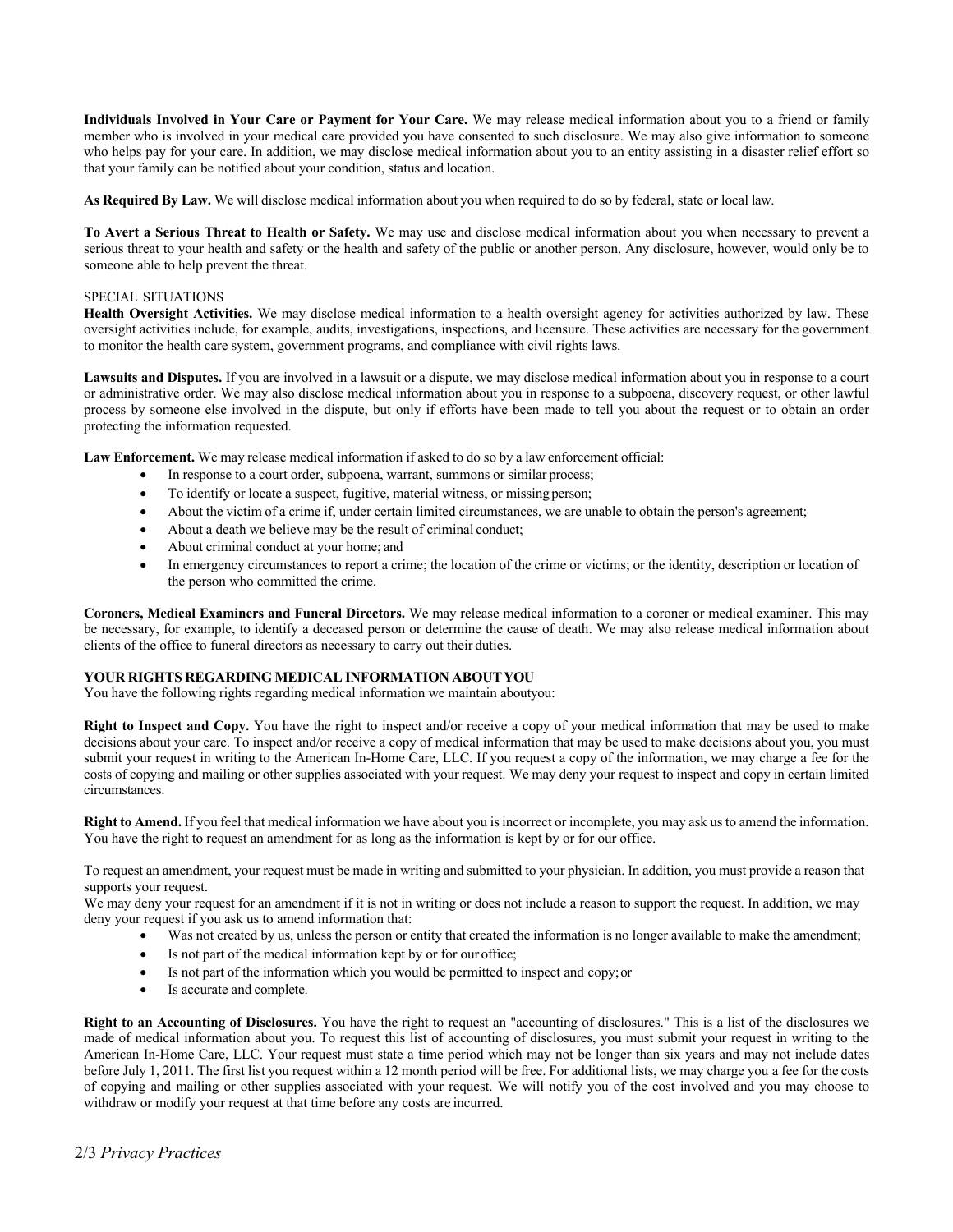**Individuals Involved in Your Care or Payment for Your Care.** We may release medical information about you to a friend or family member who is involved in your medical care provided you have consented to such disclosure. We may also give information to someone who helps pay for your care. In addition, we may disclose medical information about you to an entity assisting in a disaster relief effort so that your family can be notified about your condition, status and location.

**As Required By Law.** We will disclose medical information about you when required to do so by federal, state or local law.

**To Avert a Serious Threat to Health or Safety.** We may use and disclose medical information about you when necessary to prevent a serious threat to your health and safety or the health and safety of the public or another person. Any disclosure, however, would only be to someone able to help prevent the threat.

SPECIAL SITUATIONS

**Health Oversight Activities.** We may disclose medical information to a health oversight agency for activities authorized by law. These oversight activities include, for example, audits, investigations, inspections, and licensure. These activities are necessary for the government to monitor the health care system, government programs, and compliance with civil rights laws.

**Lawsuits and Disputes.** If you are involved in a lawsuit or a dispute, we may disclose medical information about you in response to a court or administrative order. We may also disclose medical information about you in response to a subpoena, discovery request, or other lawful process by someone else involved in the dispute, but only if efforts have been made to tell you about the request or to obtain an order protecting the information requested.

**Law Enforcement.** We may release medical information if asked to do so by a law enforcement official:

- In response to a court order, subpoena, warrant, summons or similar process;
- To identify or locate a suspect, fugitive, material witness, or missing person;
- About the victim of a crime if, under certain limited circumstances, we are unable to obtain the person's agreement;
- About a death we believe may be the result of criminal conduct;
- About criminal conduct at your home; and
- In emergency circumstances to report a crime; the location of the crime or victims; or the identity, description or location of the person who committed the crime.

**Coroners, Medical Examiners and Funeral Directors.** We may release medical information to a coroner or medical examiner. This may be necessary, for example, to identify a deceased person or determine the cause of death. We may also release medical information about clients of the office to funeral directors as necessary to carry out their duties.

**YOUR RIGHTS REGARDING MEDICAL INFORMATION ABOUT YOU**

You have the following rights regarding medical information we maintain aboutyou:

**Right to Inspect and Copy.** You have the right to inspect and/or receive a copy of your medical information that may be used to make decisions about your care. To inspect and/or receive a copy of medical information that may be used to make decisions about you, you must submit your request in writing to the American In-Home Care, LLC. If you request a copy of the information, we may charge a fee for the costs of copying and mailing or other supplies associated with your request. We may deny your request to inspect and copy in certain limited circumstances.

**Right to Amend.** If you feel that medical information we have about you is incorrect or incomplete, you may ask us to amend the information. You have the right to request an amendment for as long as the information is kept by or for our office.

To request an amendment, your request must be made in writing and submitted to your physician. In addition, you must provide a reason that supports your request.

We may deny your request for an amendment if it is not in writing or does not include a reason to support the request. In addition, we may deny your request if you ask us to amend information that:

- Was not created by us, unless the person or entity that created the information is no longer available to make the amendment;
- Is not part of the medical information kept by or for our office;
- Is not part of the information which you would be permitted to inspect and copy; or
- Is accurate and complete.

**Right to an Accounting of Disclosures.** You have the right to request an "accounting of disclosures." This is a list of the disclosures we made of medical information about you. To request this list of accounting of disclosures, you must submit your request in writing to the American In-Home Care, LLC. Your request must state a time period which may not be longer than six years and may not include dates before July 1, 2011. The first list you request within a 12 month period will be free. For additional lists, we may charge you a fee for the costs of copying and mailing or other supplies associated with your request. We will notify you of the cost involved and you may choose to withdraw or modify your request at that time before any costs are incurred.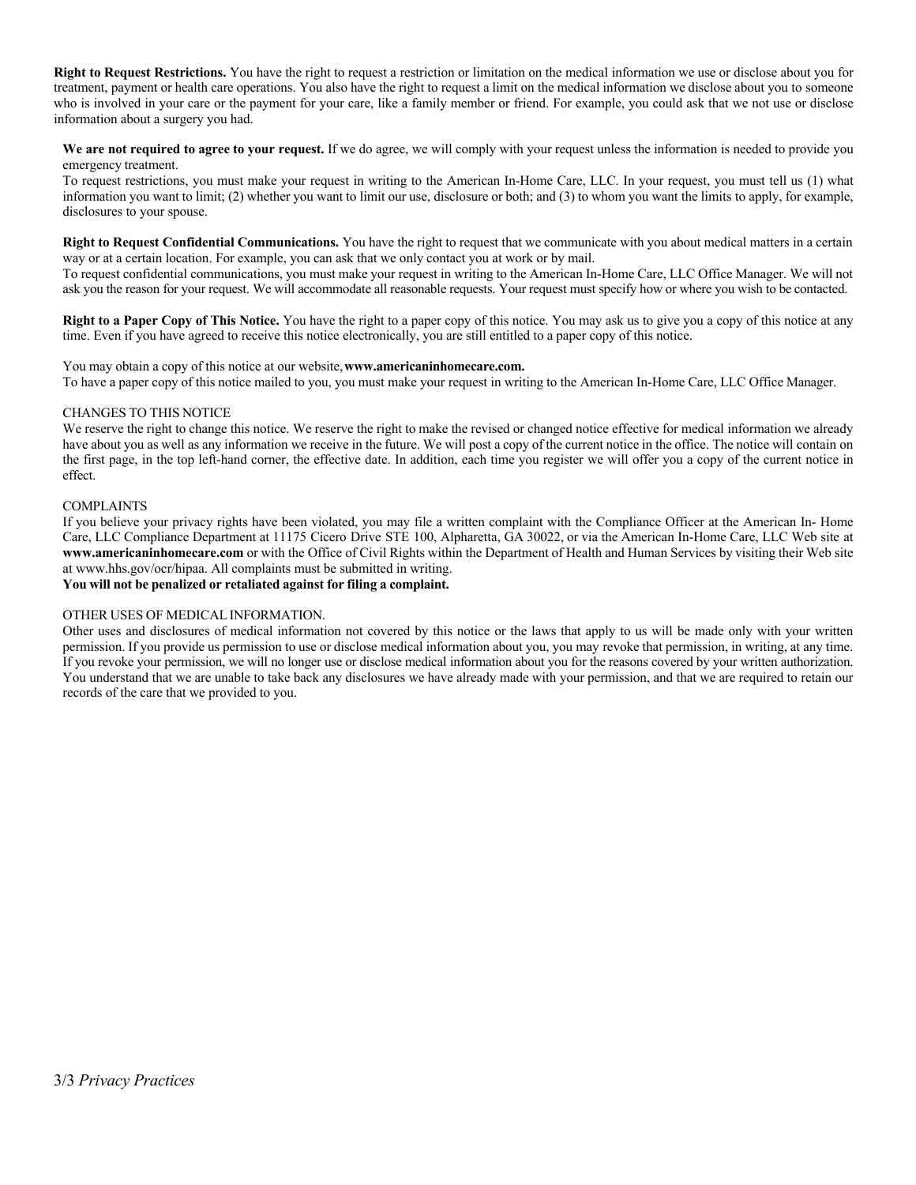**Right to Request Restrictions.** You have the right to request a restriction or limitation on the medical information we use or disclose about you for treatment, payment or health care operations. You also have the right to request a limit on the medical information we disclose about you to someone who is involved in your care or the payment for your care, like a family member or friend. For example, you could ask that we not use or disclose information about a surgery you had.

**We are not required to agree to your request.** If we do agree, we will comply with your request unless the information is needed to provide you emergency treatment.
To request restrictions, you must make your request in writing to the American In-Home Care, LLC. In your request, you must tell us (1) what information you want to limit; (2) whether you want to limit our use, disclosure or both; and (3) to whom you want the limits to apply, for example, disclosures to your spouse.

**Right to Request Confidential Communications.** You have the right to request that we communicate with you about medical matters in a certain way or at a certain location. For example, you can ask that we only contact you at work or by mail.
To request confidential communications, you must make your request in writing to the American In-Home Care, LLC Office Manager. We will not ask you the reason for your request. We will accommodate all reasonable requests. Your request must specify how or where you wish to be contacted.

**Right to a Paper Copy of This Notice.** You have the right to a paper copy of this notice. You may ask us to give you a copy of this notice at any time. Even if you have agreed to receive this notice electronically, you are still entitled to a paper copy of this notice.

You may obtain a copy of this notice at our website, **www.americaninhomecare.com.**
To have a paper copy of this notice mailed to you, you must make your request in writing to the American In-Home Care, LLC Office Manager.

CHANGES TO THIS NOTICE
We reserve the right to change this notice. We reserve the right to make the revised or changed notice effective for medical information we already have about you as well as any information we receive in the future. We will post a copy of the current notice in the office. The notice will contain on the first page, in the top left-hand corner, the effective date. In addition, each time you register we will offer you a copy of the current notice in effect.

COMPLAINTS
If you believe your privacy rights have been violated, you may file a written complaint with the Compliance Officer at the American In- Home Care, LLC Compliance Department at 11175 Cicero Drive STE 100, Alpharetta, GA 30022, or via the American In-Home Care, LLC Web site at **www.americaninhomecare.com** or with the Office of Civil Rights within the Department of Health and Human Services by visiting their Web site at www.hhs.gov/ocr/hipaa. All complaints must be submitted in writing.
**You will not be penalized or retaliated against for filing a complaint.**

OTHER USES OF MEDICAL INFORMATION.
Other uses and disclosures of medical information not covered by this notice or the laws that apply to us will be made only with your written permission. If you provide us permission to use or disclose medical information about you, you may revoke that permission, in writing, at any time. If you revoke your permission, we will no longer use or disclose medical information about you for the reasons covered by your written authorization. You understand that we are unable to take back any disclosures we have already made with your permission, and that we are required to retain our records of the care that we provided to you.